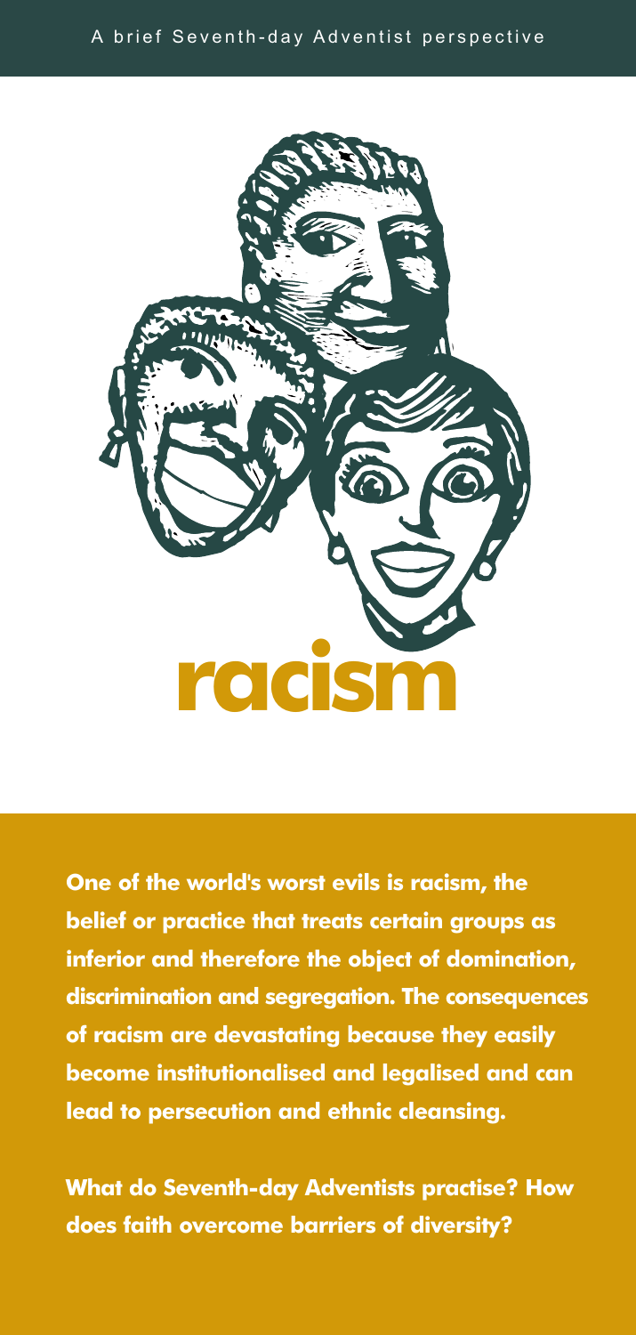A brief Seventh-day Adventist perspective

# racism

**One of the world's worst evils is racism, the belief or practice that treats certain groups as inferior and therefore the object of domination, discrimination and segregation. The consequences of racism are devastating because they easily become institutionalised and legalised and can lead to persecution and ethnic cleansing.**

**What do Seventh-day Adventists practise? How does faith overcome barriers of diversity?**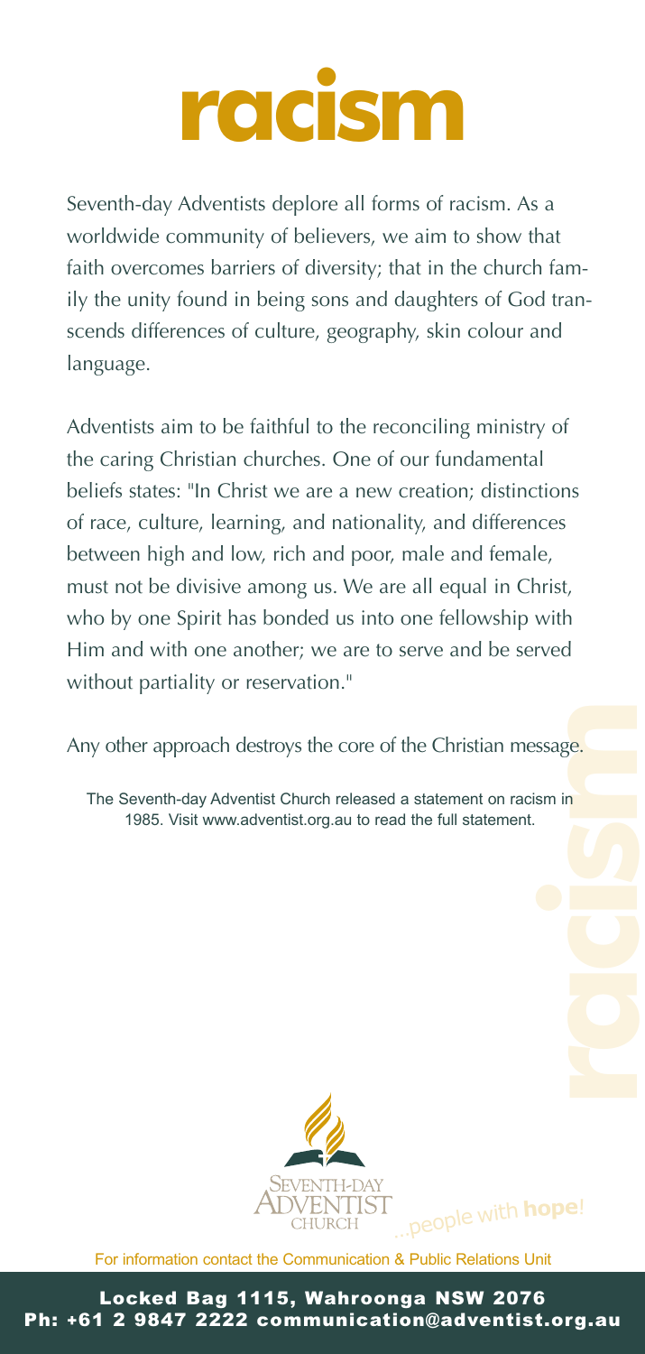# racism

Seventh-day Adventists deplore all forms of racism. As a worldwide community of believers, we aim to show that faith overcomes barriers of diversity; that in the church family the unity found in being sons and daughters of God transcends differences of culture, geography, skin colour and language.

Adventists aim to be faithful to the reconciling ministry of the caring Christian churches. One of our fundamental beliefs states: "In Christ we are a new creation; distinctions of race, culture, learning, and nationality, and differences between high and low, rich and poor, male and female, must not be divisive among us. We are all equal in Christ, who by one Spirit has bonded us into one fellowship with Him and with one another; we are to serve and be served without partiality or reservation."

Any other approach destroys the core of the Christian message.

The Seventh-day Adventist Church released a statement on racism in 1985. Visit www.adventist.org.au to read the full statement.

Seventh-day Adventist Church

...people with **hope**!

For information contact the Communication & Public Relations Unit

**Locked Bag 1115, Wahroonga NSW 2076**
**Ph: +61 2 9847 2222 communication@adventist.org.au**